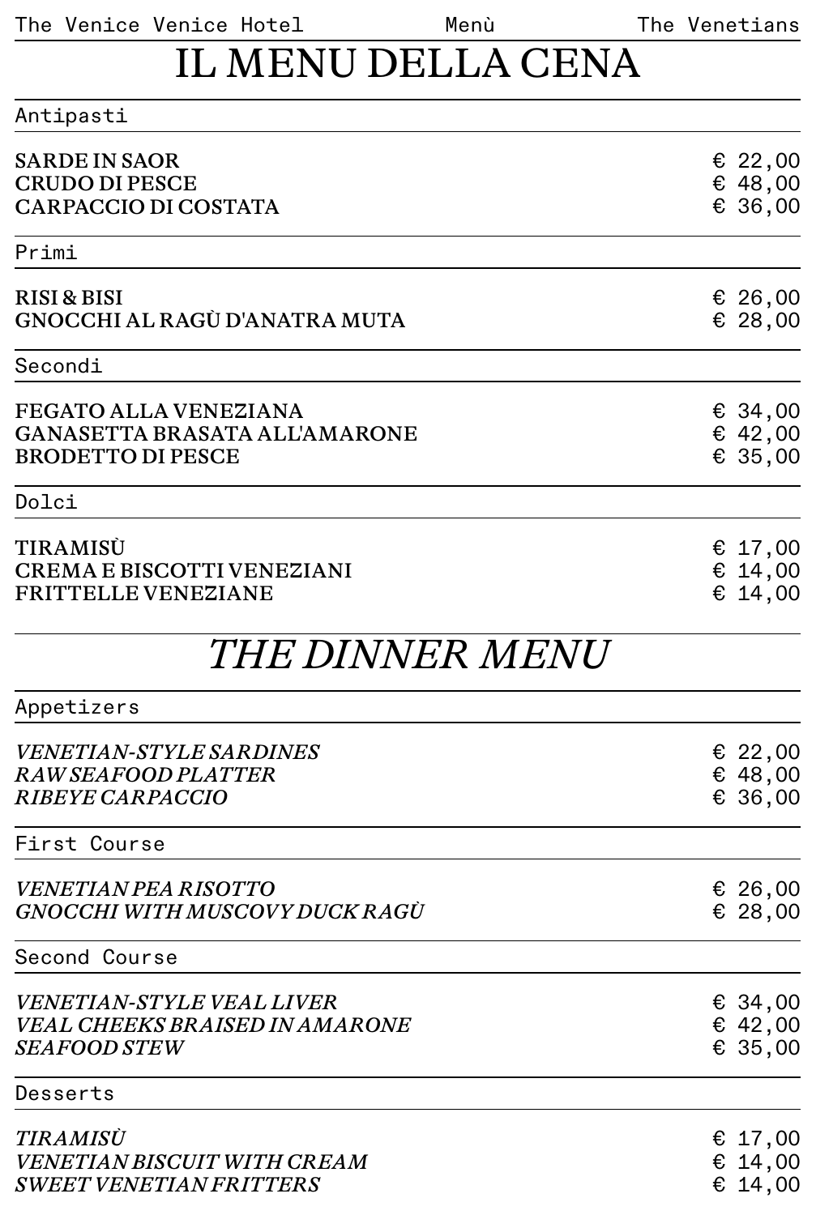# IL MENU DELLA CENA

## Antipasti

| | |
|---|---|
| **SARDE IN SAOR** | € 22,00 |
| **CRUDO DI PESCE** | € 48,00 |
| **CARPACCIO DI COSTATA** | € 36,00 |

## Primi

| | |
|---|---|
| **RISI & BISI** | € 26,00 |
| **GNOCCHI AL RAGÙ D'ANATRA MUTA** | € 28,00 |

## Secondi

| | |
|---|---|
| **FEGATO ALLA VENEZIANA** | € 34,00 |
| **GANASETTA BRASATA ALL'AMARONE** | € 42,00 |
| **BRODETTO DI PESCE** | € 35,00 |

## Dolci

| | |
|---|---|
| **TIRAMISÙ** | € 17,00 |
| **CREMA E BISCOTTI VENEZIANI** | € 14,00 |
| **FRITTELLE VENEZIANE** | € 14,00 |

# *THE DINNER MENU*

## Appetizers

| | |
|---|---|
| ***VENETIAN-STYLE SARDINES*** | € 22,00 |
| ***RAW SEAFOOD PLATTER*** | € 48,00 |
| ***RIBEYE CARPACCIO*** | € 36,00 |

## First Course

| | |
|---|---|
| ***VENETIAN PEA RISOTTO*** | € 26,00 |
| ***GNOCCHI WITH MUSCOVY DUCK RAGÙ*** | € 28,00 |

## Second Course

| | |
|---|---|
| ***VENETIAN-STYLE VEAL LIVER*** | € 34,00 |
| ***VEAL CHEEKS BRAISED IN AMARONE*** | € 42,00 |
| ***SEAFOOD STEW*** | € 35,00 |

## Desserts

| | |
|---|---|
| ***TIRAMISÙ*** | € 17,00 |
| ***VENETIAN BISCUIT WITH CREAM*** | € 14,00 |
| ***SWEET VENETIAN FRITTERS*** | € 14,00 |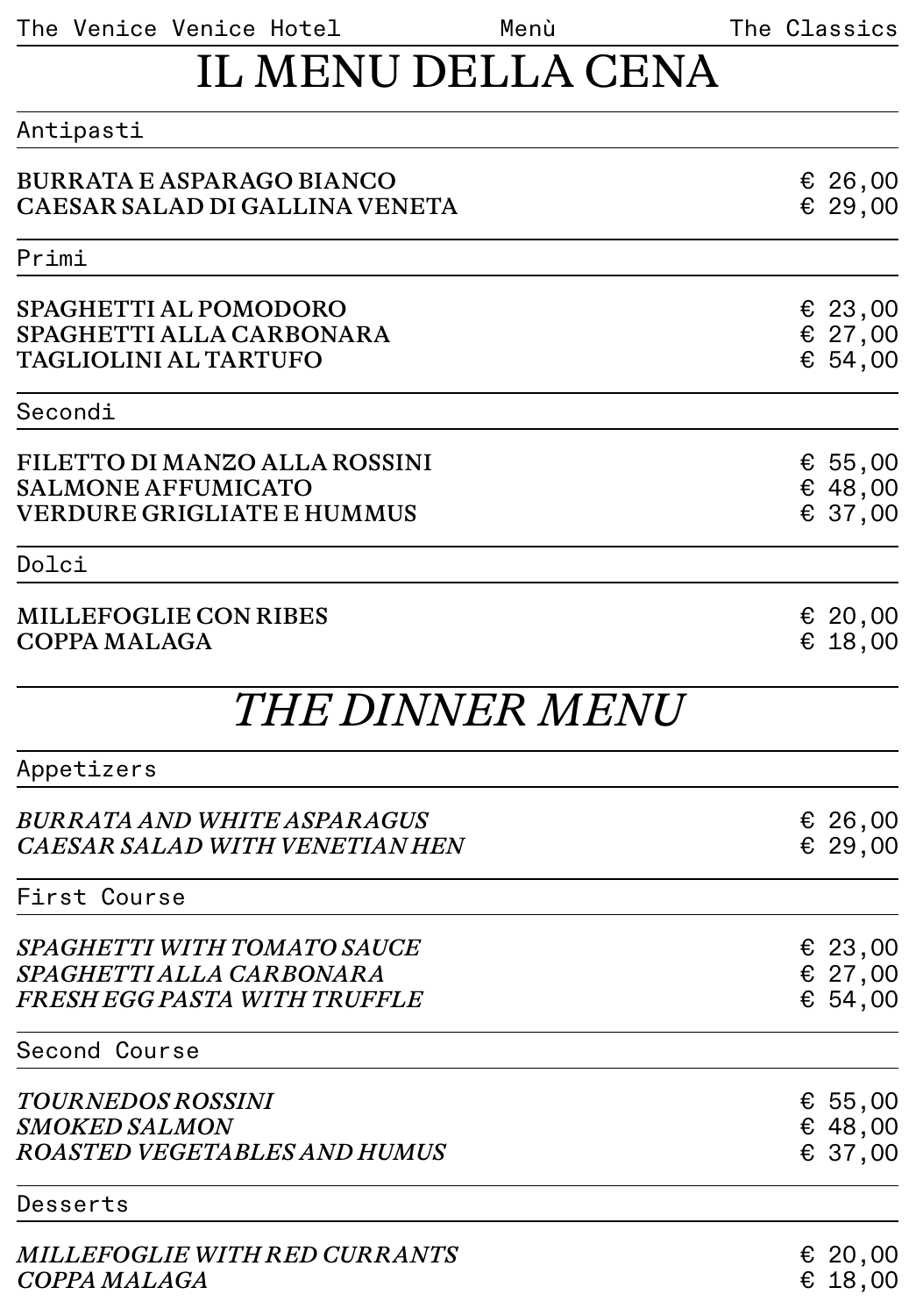# IL MENU DELLA CENA

## Antipasti

| | |
|---|---|
| **BURRATA E ASPARAGO BIANCO** | € 26,00 |
| **CAESAR SALAD DI GALLINA VENETA** | € 29,00 |

## Primi

| | |
|---|---|
| **SPAGHETTI AL POMODORO** | € 23,00 |
| **SPAGHETTI ALLA CARBONARA** | € 27,00 |
| **TAGLIOLINI AL TARTUFO** | € 54,00 |

## Secondi

| | |
|---|---|
| **FILETTO DI MANZO ALLA ROSSINI** | € 55,00 |
| **SALMONE AFFUMICATO** | € 48,00 |
| **VERDURE GRIGLIATE E HUMMUS** | € 37,00 |

## Dolci

| | |
|---|---|
| **MILLEFOGLIE CON RIBES** | € 20,00 |
| **COPPA MALAGA** | € 18,00 |

# *THE DINNER MENU*

## Appetizers

| | |
|---|---|
| ***BURRATA AND WHITE ASPARAGUS*** | € 26,00 |
| ***CAESAR SALAD WITH VENETIAN HEN*** | € 29,00 |

## First Course

| | |
|---|---|
| ***SPAGHETTI WITH TOMATO SAUCE*** | € 23,00 |
| ***SPAGHETTI ALLA CARBONARA*** | € 27,00 |
| ***FRESH EGG PASTA WITH TRUFFLE*** | € 54,00 |

## Second Course

| | |
|---|---|
| ***TOURNEDOS ROSSINI*** | € 55,00 |
| ***SMOKED SALMON*** | € 48,00 |
| ***ROASTED VEGETABLES AND HUMUS*** | € 37,00 |

## Desserts

| | |
|---|---|
| ***MILLEFOGLIE WITH RED CURRANTS*** | € 20,00 |
| ***COPPA MALAGA*** | € 18,00 |